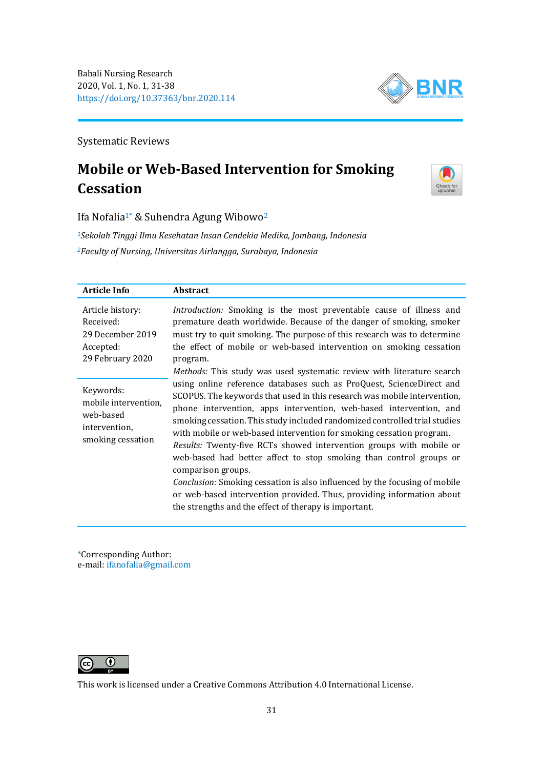Systematic Reviews

# Mobile or Web-Based Intervention for Smoking Cessation

Ifa Nofalia[1*] & Suhendra Agung Wibowo[2]

[1]*Sekolah Tinggi Ilmu Kesehatan Insan Cendekia Medika, Jombang, Indonesia*

[2]*Faculty of Nursing, Universitas Airlangga, Surabaya, Indonesia*

| **Article Info** | **Abstract** |
|---|---|
| Article history:<br>Received:<br>29 December 2019<br>Accepted:<br>29 February 2020<br><br>Keywords:<br>mobile intervention, web-based intervention, smoking cessation | *Introduction:* Smoking is the most preventable cause of illness and premature death worldwide. Because of the danger of smoking, smoker must try to quit smoking. The purpose of this research was to determine the effect of mobile or web-based intervention on smoking cessation program.<br>*Methods:* This study was used systematic review with literature search using online reference databases such as ProQuest, ScienceDirect and SCOPUS. The keywords that used in this research was mobile intervention, phone intervention, apps intervention, web-based intervention, and smoking cessation. This study included randomized controlled trial studies with mobile or web-based intervention for smoking cessation program.<br>*Results:* Twenty-five RCTs showed intervention groups with mobile or web-based had better affect to stop smoking than control groups or comparison groups.<br>*Conclusion:* Smoking cessation is also influenced by the focusing of mobile or web-based intervention provided. Thus, providing information about the strengths and the effect of therapy is important. |

*Corresponding Author:
e-mail: ifanofalia@gmail.com

This work is licensed under a Creative Commons Attribution 4.0 International License.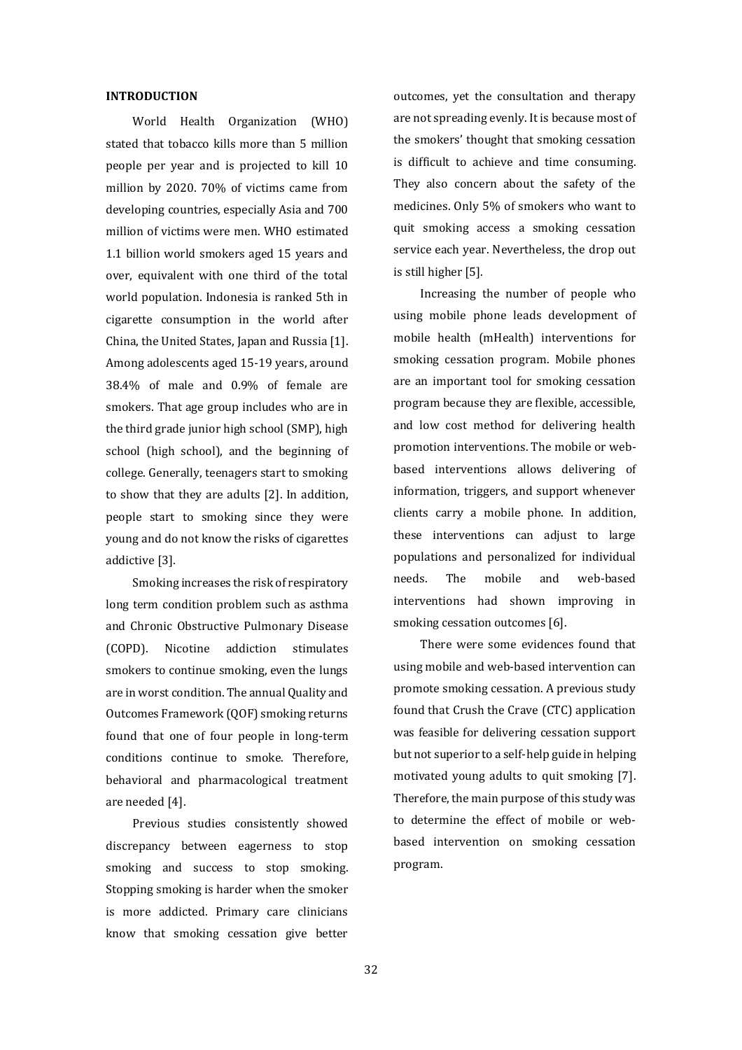## INTRODUCTION

World Health Organization (WHO) stated that tobacco kills more than 5 million people per year and is projected to kill 10 million by 2020. 70% of victims came from developing countries, especially Asia and 700 million of victims were men. WHO estimated 1.1 billion world smokers aged 15 years and over, equivalent with one third of the total world population. Indonesia is ranked 5th in cigarette consumption in the world after China, the United States, Japan and Russia [1]. Among adolescents aged 15-19 years, around 38.4% of male and 0.9% of female are smokers. That age group includes who are in the third grade junior high school (SMP), high school (high school), and the beginning of college. Generally, teenagers start to smoking to show that they are adults [2]. In addition, people start to smoking since they were young and do not know the risks of cigarettes addictive [3].

Smoking increases the risk of respiratory long term condition problem such as asthma and Chronic Obstructive Pulmonary Disease (COPD). Nicotine addiction stimulates smokers to continue smoking, even the lungs are in worst condition. The annual Quality and Outcomes Framework (QOF) smoking returns found that one of four people in long-term conditions continue to smoke. Therefore, behavioral and pharmacological treatment are needed [4].

Previous studies consistently showed discrepancy between eagerness to stop smoking and success to stop smoking. Stopping smoking is harder when the smoker is more addicted. Primary care clinicians know that smoking cessation give better outcomes, yet the consultation and therapy are not spreading evenly. It is because most of the smokers' thought that smoking cessation is difficult to achieve and time consuming. They also concern about the safety of the medicines. Only 5% of smokers who want to quit smoking access a smoking cessation service each year. Nevertheless, the drop out is still higher [5].

Increasing the number of people who using mobile phone leads development of mobile health (mHealth) interventions for smoking cessation program. Mobile phones are an important tool for smoking cessation program because they are flexible, accessible, and low cost method for delivering health promotion interventions. The mobile or web-based interventions allows delivering of information, triggers, and support whenever clients carry a mobile phone. In addition, these interventions can adjust to large populations and personalized for individual needs. The mobile and web-based interventions had shown improving in smoking cessation outcomes [6].

There were some evidences found that using mobile and web-based intervention can promote smoking cessation. A previous study found that Crush the Crave (CTC) application was feasible for delivering cessation support but not superior to a self-help guide in helping motivated young adults to quit smoking [7]. Therefore, the main purpose of this study was to determine the effect of mobile or web-based intervention on smoking cessation program.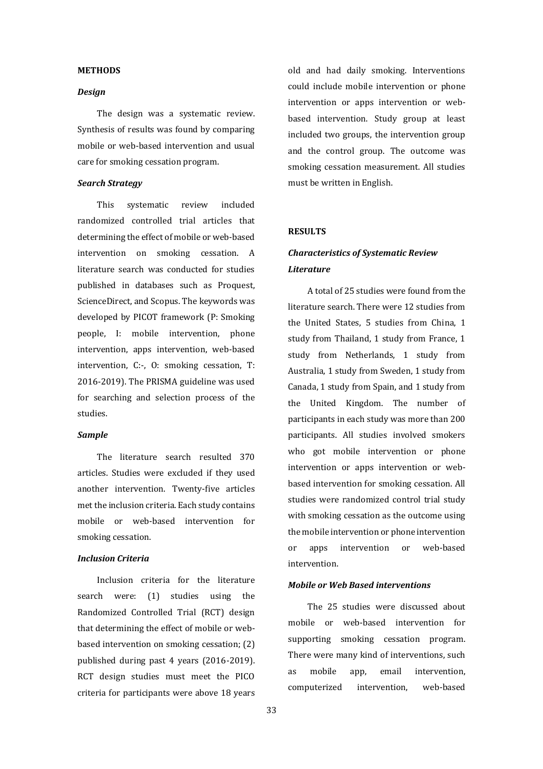## METHODS

### *Design*

The design was a systematic review. Synthesis of results was found by comparing mobile or web-based intervention and usual care for smoking cessation program.

### *Search Strategy*

This systematic review included randomized controlled trial articles that determining the effect of mobile or web-based intervention on smoking cessation. A literature search was conducted for studies published in databases such as Proquest, ScienceDirect, and Scopus. The keywords was developed by PICOT framework (P: Smoking people, I: mobile intervention, phone intervention, apps intervention, web-based intervention, C:-, O: smoking cessation, T: 2016-2019). The PRISMA guideline was used for searching and selection process of the studies.

### *Sample*

The literature search resulted 370 articles. Studies were excluded if they used another intervention. Twenty-five articles met the inclusion criteria. Each study contains mobile or web-based intervention for smoking cessation.

### *Inclusion Criteria*

Inclusion criteria for the literature search were: (1) studies using the Randomized Controlled Trial (RCT) design that determining the effect of mobile or web-based intervention on smoking cessation; (2) published during past 4 years (2016-2019). RCT design studies must meet the PICO criteria for participants were above 18 years old and had daily smoking. Interventions could include mobile intervention or phone intervention or apps intervention or web-based intervention. Study group at least included two groups, the intervention group and the control group. The outcome was smoking cessation measurement. All studies must be written in English.

## RESULTS

### *Characteristics of Systematic Review Literature*

A total of 25 studies were found from the literature search. There were 12 studies from the United States, 5 studies from China, 1 study from Thailand, 1 study from France, 1 study from Netherlands, 1 study from Australia, 1 study from Sweden, 1 study from Canada, 1 study from Spain, and 1 study from the United Kingdom. The number of participants in each study was more than 200 participants. All studies involved smokers who got mobile intervention or phone intervention or apps intervention or web-based intervention for smoking cessation. All studies were randomized control trial study with smoking cessation as the outcome using the mobile intervention or phone intervention or apps intervention or web-based intervention.

### *Mobile or Web Based interventions*

The 25 studies were discussed about mobile or web-based intervention for supporting smoking cessation program. There were many kind of interventions, such as mobile app, email intervention, computerized intervention, web-based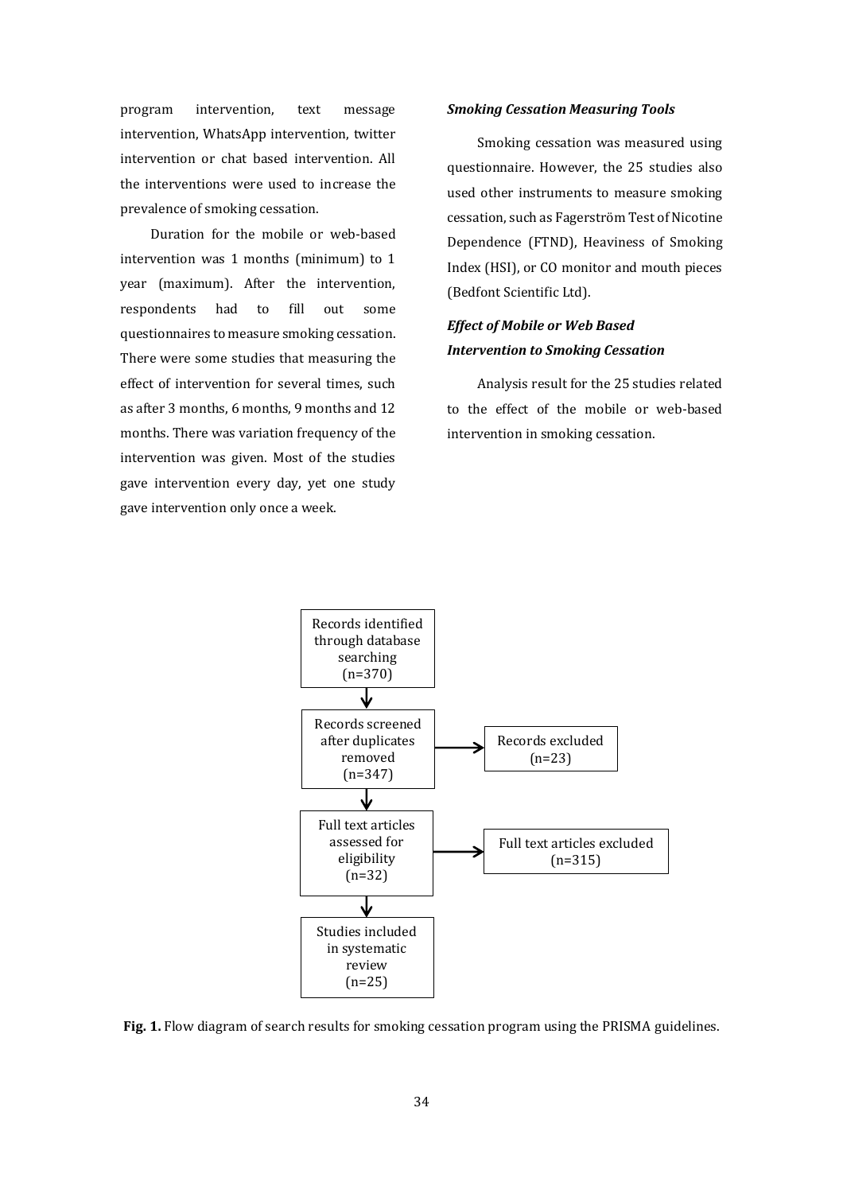program intervention, text message intervention, WhatsApp intervention, twitter intervention or chat based intervention. All the interventions were used to increase the prevalence of smoking cessation.

Duration for the mobile or web-based intervention was 1 months (minimum) to 1 year (maximum). After the intervention, respondents had to fill out some questionnaires to measure smoking cessation. There were some studies that measuring the effect of intervention for several times, such as after 3 months, 6 months, 9 months and 12 months. There was variation frequency of the intervention was given. Most of the studies gave intervention every day, yet one study gave intervention only once a week.

***Smoking Cessation Measuring Tools***

Smoking cessation was measured using questionnaire. However, the 25 studies also used other instruments to measure smoking cessation, such as Fagerström Test of Nicotine Dependence (FTND), Heaviness of Smoking Index (HSI), or CO monitor and mouth pieces (Bedfont Scientific Ltd).

***Effect of Mobile or Web Based Intervention to Smoking Cessation***

Analysis result for the 25 studies related to the effect of the mobile or web-based intervention in smoking cessation.

Records identified through database searching (n=370)

Records screened after duplicates removed (n=347)

Records excluded (n=23)

Full text articles assessed for eligibility (n=32)

Full text articles excluded (n=315)

Studies included in systematic review (n=25)

**Fig. 1.** Flow diagram of search results for smoking cessation program using the PRISMA guidelines.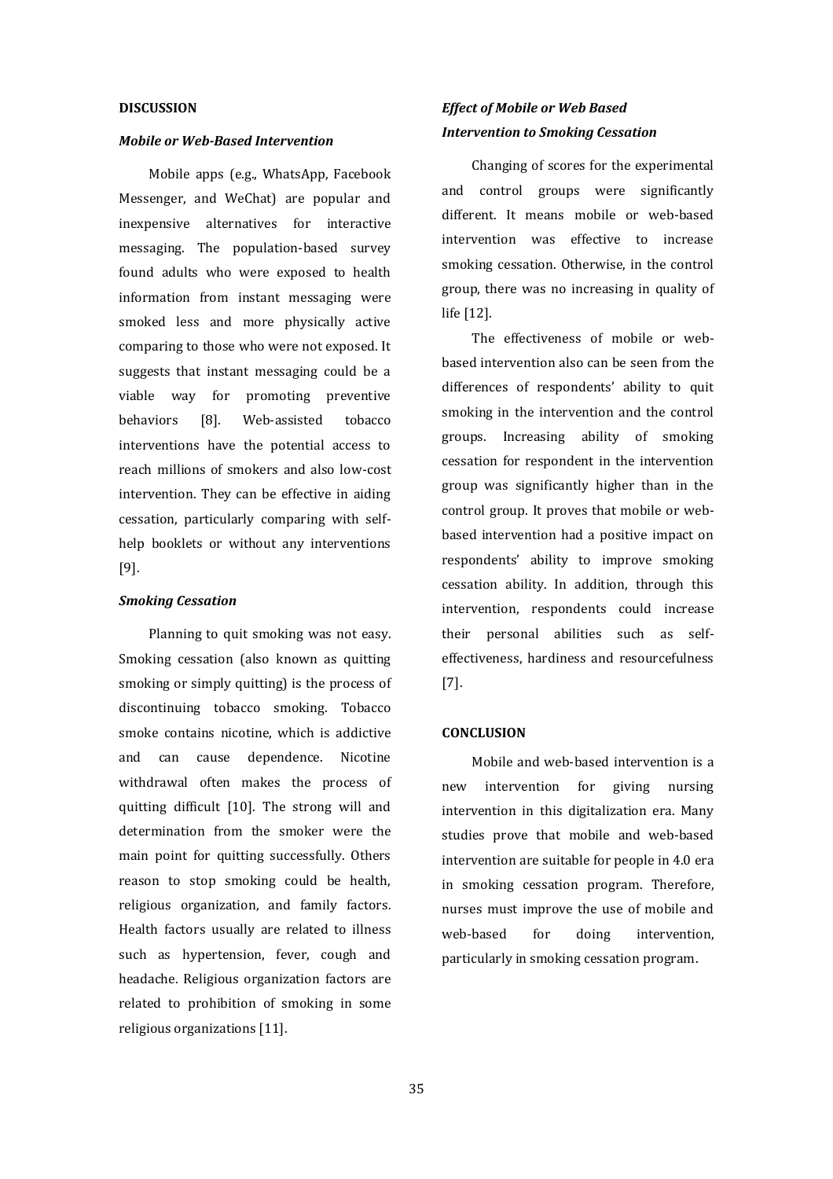## DISCUSSION

### *Mobile or Web-Based Intervention*

Mobile apps (e.g., WhatsApp, Facebook Messenger, and WeChat) are popular and inexpensive alternatives for interactive messaging. The population-based survey found adults who were exposed to health information from instant messaging were smoked less and more physically active comparing to those who were not exposed. It suggests that instant messaging could be a viable way for promoting preventive behaviors [8]. Web-assisted tobacco interventions have the potential access to reach millions of smokers and also low-cost intervention. They can be effective in aiding cessation, particularly comparing with self-help booklets or without any interventions [9].

### *Smoking Cessation*

Planning to quit smoking was not easy. Smoking cessation (also known as quitting smoking or simply quitting) is the process of discontinuing tobacco smoking. Tobacco smoke contains nicotine, which is addictive and can cause dependence. Nicotine withdrawal often makes the process of quitting difficult [10]. The strong will and determination from the smoker were the main point for quitting successfully. Others reason to stop smoking could be health, religious organization, and family factors. Health factors usually are related to illness such as hypertension, fever, cough and headache. Religious organization factors are related to prohibition of smoking in some religious organizations [11].

### *Effect of Mobile or Web Based Intervention to Smoking Cessation*

Changing of scores for the experimental and control groups were significantly different. It means mobile or web-based intervention was effective to increase smoking cessation. Otherwise, in the control group, there was no increasing in quality of life [12].

The effectiveness of mobile or web-based intervention also can be seen from the differences of respondents' ability to quit smoking in the intervention and the control groups. Increasing ability of smoking cessation for respondent in the intervention group was significantly higher than in the control group. It proves that mobile or web-based intervention had a positive impact on respondents' ability to improve smoking cessation ability. In addition, through this intervention, respondents could increase their personal abilities such as self-effectiveness, hardiness and resourcefulness [7].

## CONCLUSION

Mobile and web-based intervention is a new intervention for giving nursing intervention in this digitalization era. Many studies prove that mobile and web-based intervention are suitable for people in 4.0 era in smoking cessation program. Therefore, nurses must improve the use of mobile and web-based for doing intervention, particularly in smoking cessation program.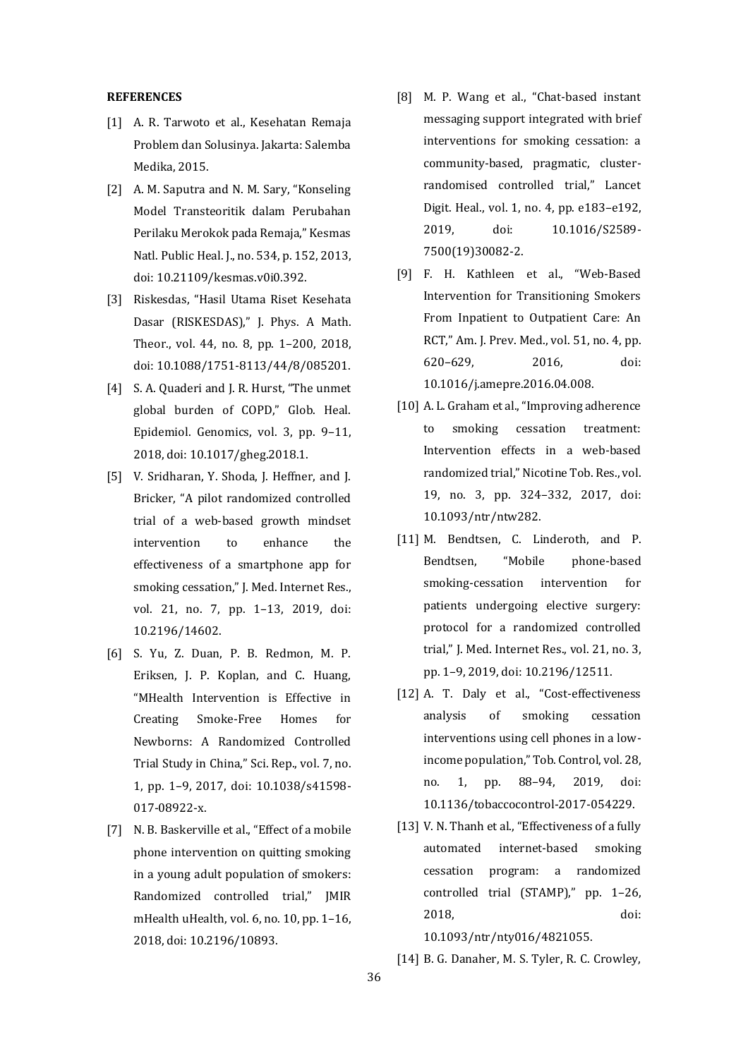**REFERENCES**

[1] A. R. Tarwoto et al., Kesehatan Remaja Problem dan Solusinya. Jakarta: Salemba Medika, 2015.

[2] A. M. Saputra and N. M. Sary, "Konseling Model Transteoritik dalam Perubahan Perilaku Merokok pada Remaja," Kesmas Natl. Public Heal. J., no. 534, p. 152, 2013, doi: 10.21109/kesmas.v0i0.392.

[3] Riskesdas, "Hasil Utama Riset Kesehata Dasar (RISKESDAS)," J. Phys. A Math. Theor., vol. 44, no. 8, pp. 1–200, 2018, doi: 10.1088/1751-8113/44/8/085201.

[4] S. A. Quaderi and J. R. Hurst, "The unmet global burden of COPD," Glob. Heal. Epidemiol. Genomics, vol. 3, pp. 9–11, 2018, doi: 10.1017/gheg.2018.1.

[5] V. Sridharan, Y. Shoda, J. Heffner, and J. Bricker, "A pilot randomized controlled trial of a web-based growth mindset intervention to enhance the effectiveness of a smartphone app for smoking cessation," J. Med. Internet Res., vol. 21, no. 7, pp. 1–13, 2019, doi: 10.2196/14602.

[6] S. Yu, Z. Duan, P. B. Redmon, M. P. Eriksen, J. P. Koplan, and C. Huang, "MHealth Intervention is Effective in Creating Smoke-Free Homes for Newborns: A Randomized Controlled Trial Study in China," Sci. Rep., vol. 7, no. 1, pp. 1–9, 2017, doi: 10.1038/s41598-017-08922-x.

[7] N. B. Baskerville et al., "Effect of a mobile phone intervention on quitting smoking in a young adult population of smokers: Randomized controlled trial," JMIR mHealth uHealth, vol. 6, no. 10, pp. 1–16, 2018, doi: 10.2196/10893.

[8] M. P. Wang et al., "Chat-based instant messaging support integrated with brief interventions for smoking cessation: a community-based, pragmatic, cluster-randomised controlled trial," Lancet Digit. Heal., vol. 1, no. 4, pp. e183–e192, 2019, doi: 10.1016/S2589-7500(19)30082-2.

[9] F. H. Kathleen et al., "Web-Based Intervention for Transitioning Smokers From Inpatient to Outpatient Care: An RCT," Am. J. Prev. Med., vol. 51, no. 4, pp. 620–629, 2016, doi: 10.1016/j.amepre.2016.04.008.

[10] A. L. Graham et al., "Improving adherence to smoking cessation treatment: Intervention effects in a web-based randomized trial," Nicotine Tob. Res., vol. 19, no. 3, pp. 324–332, 2017, doi: 10.1093/ntr/ntw282.

[11] M. Bendtsen, C. Linderoth, and P. Bendtsen, "Mobile phone-based smoking-cessation intervention for patients undergoing elective surgery: protocol for a randomized controlled trial," J. Med. Internet Res., vol. 21, no. 3, pp. 1–9, 2019, doi: 10.2196/12511.

[12] A. T. Daly et al., "Cost-effectiveness analysis of smoking cessation interventions using cell phones in a low-income population," Tob. Control, vol. 28, no. 1, pp. 88–94, 2019, doi: 10.1136/tobaccocontrol-2017-054229.

[13] V. N. Thanh et al., "Effectiveness of a fully automated internet-based smoking cessation program: a randomized controlled trial (STAMP)," pp. 1–26, 2018, doi: 10.1093/ntr/nty016/4821055.

[14] B. G. Danaher, M. S. Tyler, R. C. Crowley,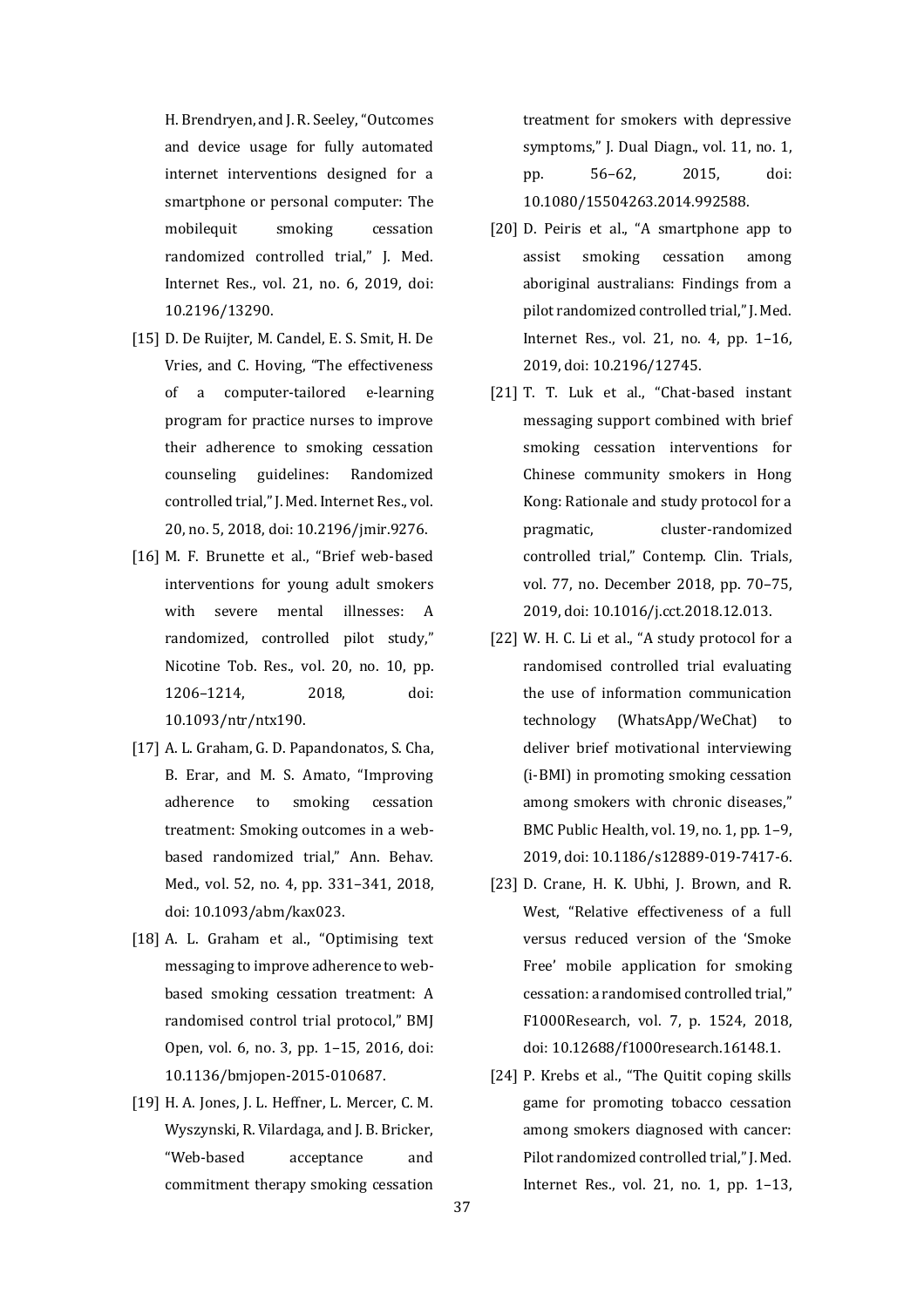H. Brendryen, and J. R. Seeley, "Outcomes and device usage for fully automated internet interventions designed for a smartphone or personal computer: The mobilequit smoking cessation randomized controlled trial," J. Med. Internet Res., vol. 21, no. 6, 2019, doi: 10.2196/13290.

[15] D. De Ruijter, M. Candel, E. S. Smit, H. De Vries, and C. Hoving, "The effectiveness of a computer-tailored e-learning program for practice nurses to improve their adherence to smoking cessation counseling guidelines: Randomized controlled trial," J. Med. Internet Res., vol. 20, no. 5, 2018, doi: 10.2196/jmir.9276.

[16] M. F. Brunette et al., "Brief web-based interventions for young adult smokers with severe mental illnesses: A randomized, controlled pilot study," Nicotine Tob. Res., vol. 20, no. 10, pp. 1206–1214, 2018, doi: 10.1093/ntr/ntx190.

[17] A. L. Graham, G. D. Papandonatos, S. Cha, B. Erar, and M. S. Amato, "Improving adherence to smoking cessation treatment: Smoking outcomes in a web-based randomized trial," Ann. Behav. Med., vol. 52, no. 4, pp. 331–341, 2018, doi: 10.1093/abm/kax023.

[18] A. L. Graham et al., "Optimising text messaging to improve adherence to web-based smoking cessation treatment: A randomised control trial protocol," BMJ Open, vol. 6, no. 3, pp. 1–15, 2016, doi: 10.1136/bmjopen-2015-010687.

[19] H. A. Jones, J. L. Heffner, L. Mercer, C. M. Wyszynski, R. Vilardaga, and J. B. Bricker, "Web-based acceptance and commitment therapy smoking cessation treatment for smokers with depressive symptoms," J. Dual Diagn., vol. 11, no. 1, pp. 56–62, 2015, doi: 10.1080/15504263.2014.992588.

[20] D. Peiris et al., "A smartphone app to assist smoking cessation among aboriginal australians: Findings from a pilot randomized controlled trial," J. Med. Internet Res., vol. 21, no. 4, pp. 1–16, 2019, doi: 10.2196/12745.

[21] T. T. Luk et al., "Chat-based instant messaging support combined with brief smoking cessation interventions for Chinese community smokers in Hong Kong: Rationale and study protocol for a pragmatic, cluster-randomized controlled trial," Contemp. Clin. Trials, vol. 77, no. December 2018, pp. 70–75, 2019, doi: 10.1016/j.cct.2018.12.013.

[22] W. H. C. Li et al., "A study protocol for a randomised controlled trial evaluating the use of information communication technology (WhatsApp/WeChat) to deliver brief motivational interviewing (i-BMI) in promoting smoking cessation among smokers with chronic diseases," BMC Public Health, vol. 19, no. 1, pp. 1–9, 2019, doi: 10.1186/s12889-019-7417-6.

[23] D. Crane, H. K. Ubhi, J. Brown, and R. West, "Relative effectiveness of a full versus reduced version of the 'Smoke Free' mobile application for smoking cessation: a randomised controlled trial," F1000Research, vol. 7, p. 1524, 2018, doi: 10.12688/f1000research.16148.1.

[24] P. Krebs et al., "The Quitit coping skills game for promoting tobacco cessation among smokers diagnosed with cancer: Pilot randomized controlled trial," J. Med. Internet Res., vol. 21, no. 1, pp. 1–13,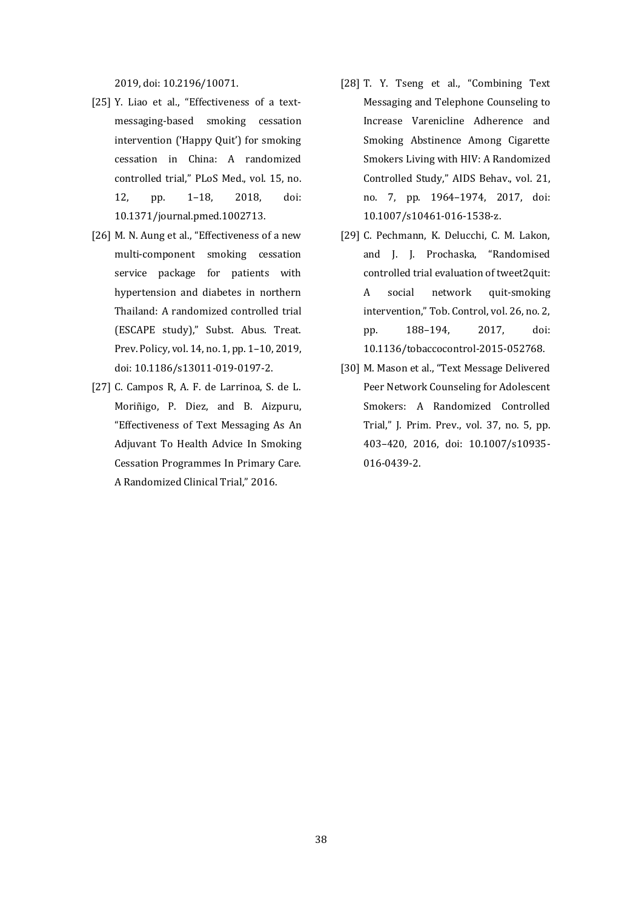2019, doi: 10.2196/10071.

[25] Y. Liao et al., "Effectiveness of a text-messaging-based smoking cessation intervention ('Happy Quit') for smoking cessation in China: A randomized controlled trial," PLoS Med., vol. 15, no. 12, pp. 1–18, 2018, doi: 10.1371/journal.pmed.1002713.

[26] M. N. Aung et al., "Effectiveness of a new multi-component smoking cessation service package for patients with hypertension and diabetes in northern Thailand: A randomized controlled trial (ESCAPE study)," Subst. Abus. Treat. Prev. Policy, vol. 14, no. 1, pp. 1–10, 2019, doi: 10.1186/s13011-019-0197-2.

[27] C. Campos R, A. F. de Larrinoa, S. de L. Moriñigo, P. Diez, and B. Aizpuru, "Effectiveness of Text Messaging As An Adjuvant To Health Advice In Smoking Cessation Programmes In Primary Care. A Randomized Clinical Trial," 2016.

[28] T. Y. Tseng et al., "Combining Text Messaging and Telephone Counseling to Increase Varenicline Adherence and Smoking Abstinence Among Cigarette Smokers Living with HIV: A Randomized Controlled Study," AIDS Behav., vol. 21, no. 7, pp. 1964–1974, 2017, doi: 10.1007/s10461-016-1538-z.

[29] C. Pechmann, K. Delucchi, C. M. Lakon, and J. J. Prochaska, "Randomised controlled trial evaluation of tweet2quit: A social network quit-smoking intervention," Tob. Control, vol. 26, no. 2, pp. 188–194, 2017, doi: 10.1136/tobaccocontrol-2015-052768.

[30] M. Mason et al., "Text Message Delivered Peer Network Counseling for Adolescent Smokers: A Randomized Controlled Trial," J. Prim. Prev., vol. 37, no. 5, pp. 403–420, 2016, doi: 10.1007/s10935-016-0439-2.